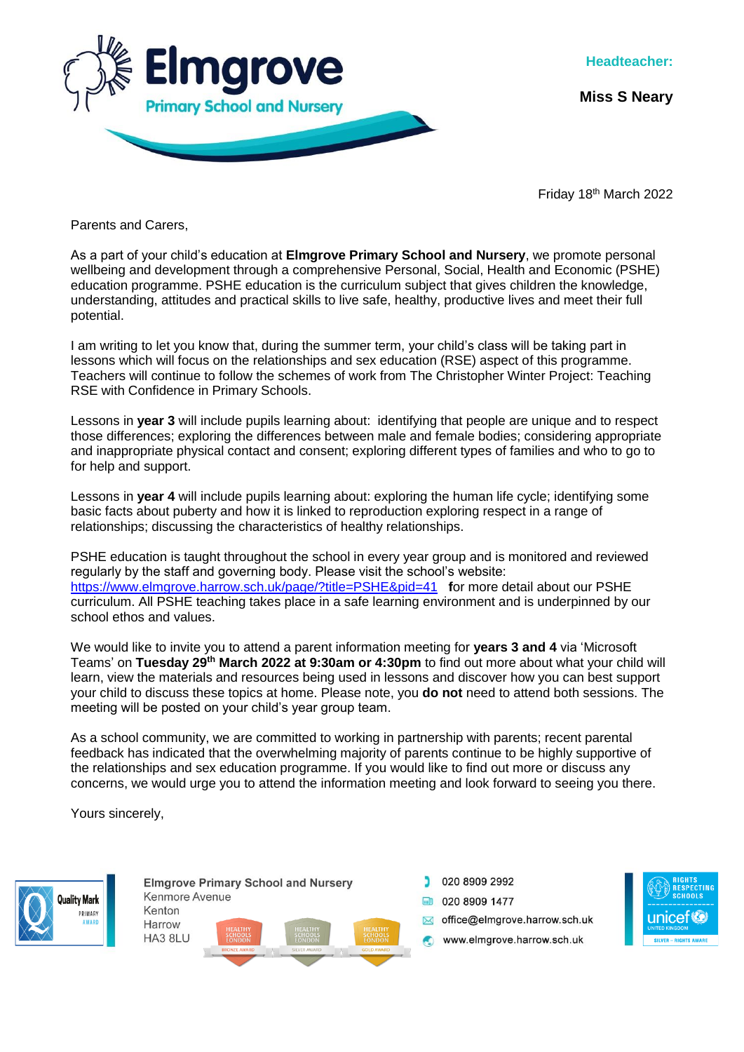# Elmgrove
Primary School and Nursery

**Headteacher:**

**Miss S Neary**

Friday 18th March 2022

Parents and Carers,

As a part of your child's education at **Elmgrove Primary School and Nursery**, we promote personal wellbeing and development through a comprehensive Personal, Social, Health and Economic (PSHE) education programme. PSHE education is the curriculum subject that gives children the knowledge, understanding, attitudes and practical skills to live safe, healthy, productive lives and meet their full potential.

I am writing to let you know that, during the summer term, your child's class will be taking part in lessons which will focus on the relationships and sex education (RSE) aspect of this programme. Teachers will continue to follow the schemes of work from The Christopher Winter Project: Teaching RSE with Confidence in Primary Schools.

Lessons in **year 3** will include pupils learning about: identifying that people are unique and to respect those differences; exploring the differences between male and female bodies; considering appropriate and inappropriate physical contact and consent; exploring different types of families and who to go to for help and support.

Lessons in **year 4** will include pupils learning about: exploring the human life cycle; identifying some basic facts about puberty and how it is linked to reproduction exploring respect in a range of relationships; discussing the characteristics of healthy relationships.

PSHE education is taught throughout the school in every year group and is monitored and reviewed regularly by the staff and governing body. Please visit the school's website: https://www.elmgrove.harrow.sch.uk/page/?title=PSHE&pid=41 **f**or more detail about our PSHE curriculum. All PSHE teaching takes place in a safe learning environment and is underpinned by our school ethos and values.

We would like to invite you to attend a parent information meeting for **years 3 and 4** via 'Microsoft Teams' on **Tuesday 29th March 2022 at 9:30am or 4:30pm** to find out more about what your child will learn, view the materials and resources being used in lessons and discover how you can best support your child to discuss these topics at home. Please note, you **do not** need to attend both sessions. The meeting will be posted on your child's year group team.

As a school community, we are committed to working in partnership with parents; recent parental feedback has indicated that the overwhelming majority of parents continue to be highly supportive of the relationships and sex education programme. If you would like to find out more or discuss any concerns, we would urge you to attend the information meeting and look forward to seeing you there.

Yours sincerely,

**Elmgrove Primary School and Nursery**
Kenmore Avenue
Kenton
Harrow
HA3 8LU

020 8909 2992
020 8909 1477
office@elmgrove.harrow.sch.uk
www.elmgrove.harrow.sch.uk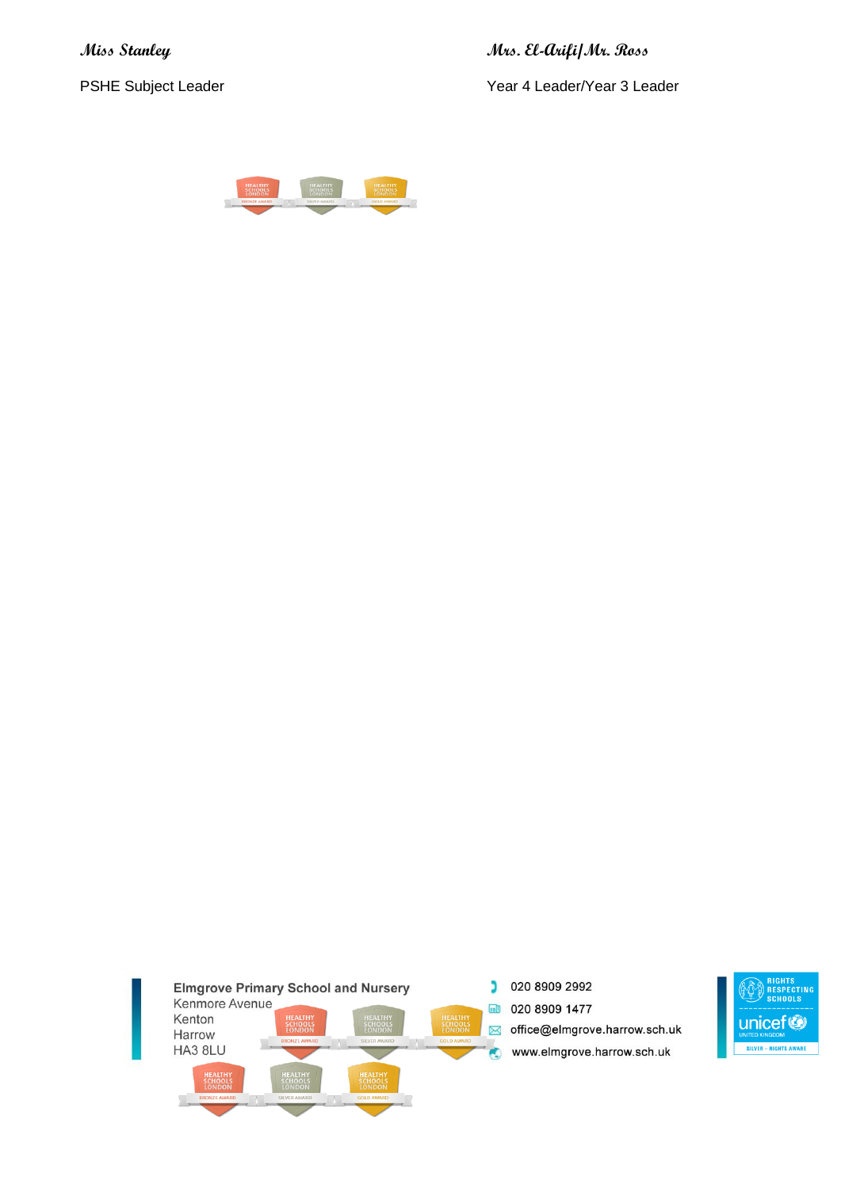**Miss Stanley**

PSHE Subject Leader

**Mrs. El-Arifi/Mr. Ross**

Year 4 Leader/Year 3 Leader

**Elmgrove Primary School and Nursery**
Kenmore Avenue
Kenton
Harrow
HA3 8LU

020 8909 2992
020 8909 1477
office@elmgrove.harrow.sch.uk
www.elmgrove.harrow.sch.uk